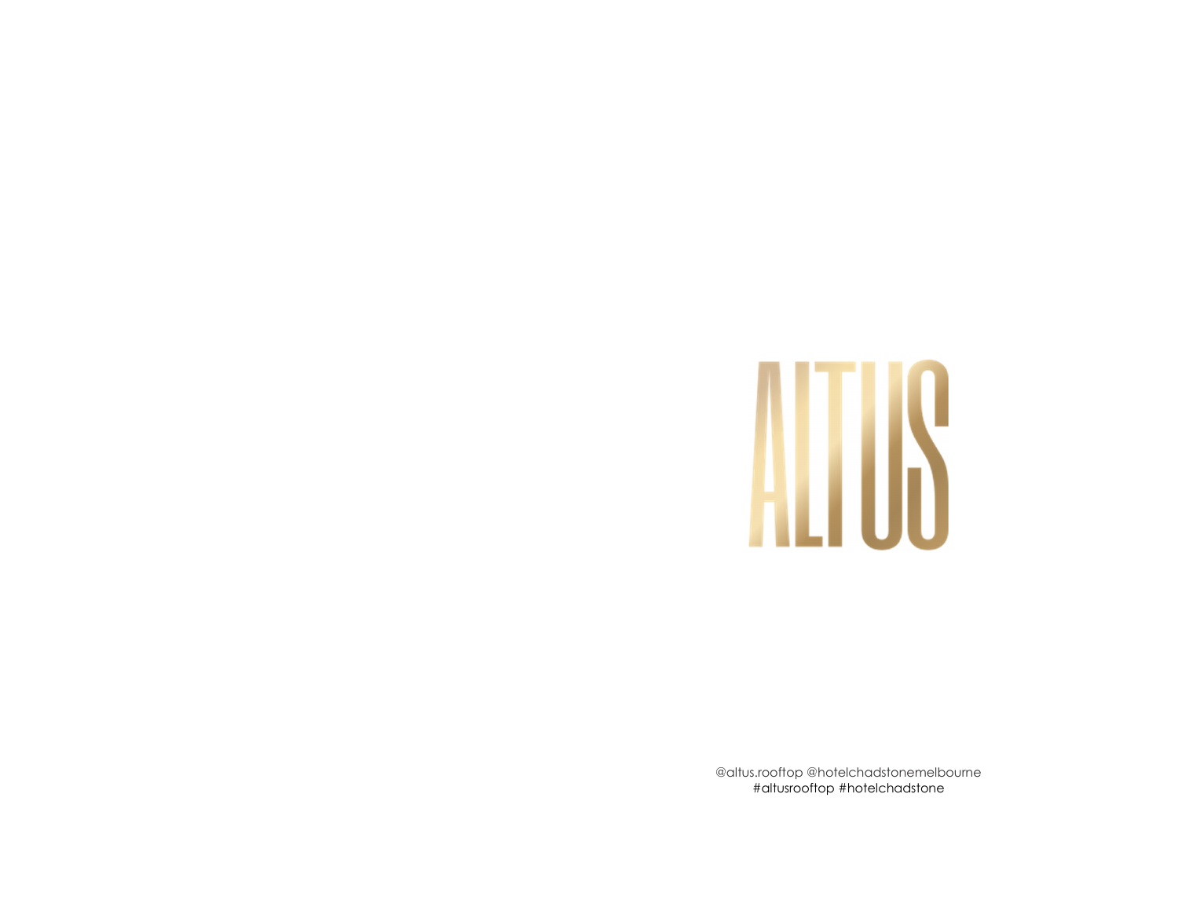# ALTUS

@altus.rooftop @hotelchadstonemelbourne
#altusrooftop #hotelchadstone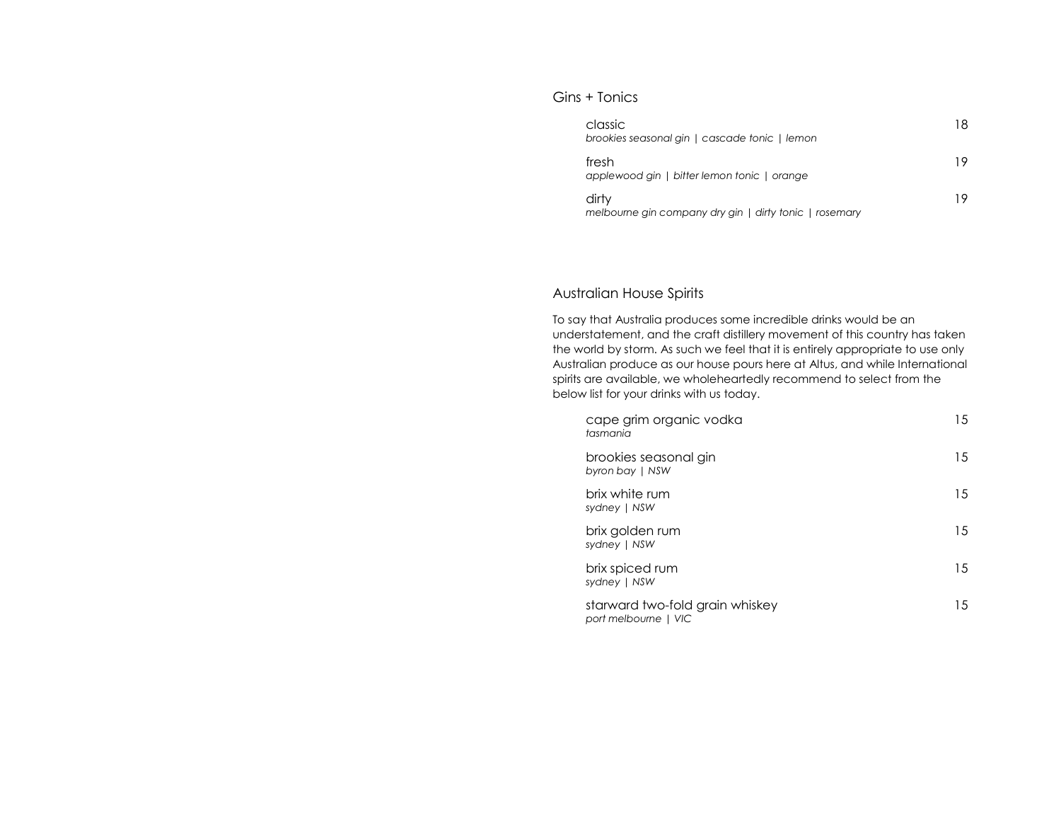## Gins + Tonics

classic — 18
*brookies seasonal gin | cascade tonic | lemon*

fresh — 19
*applewood gin | bitter lemon tonic | orange*

dirty — 19
*melbourne gin company dry gin | dirty tonic | rosemary*

## Australian House Spirits

To say that Australia produces some incredible drinks would be an understatement, and the craft distillery movement of this country has taken the world by storm. As such we feel that it is entirely appropriate to use only Australian produce as our house pours here at Altus, and while International spirits are available, we wholeheartedly recommend to select from the below list for your drinks with us today.

cape grim organic vodka — 15
*tasmania*

brookies seasonal gin — 15
*byron bay | NSW*

brix white rum — 15
*sydney | NSW*

brix golden rum — 15
*sydney | NSW*

brix spiced rum — 15
*sydney | NSW*

starward two-fold grain whiskey — 15
*port melbourne | VIC*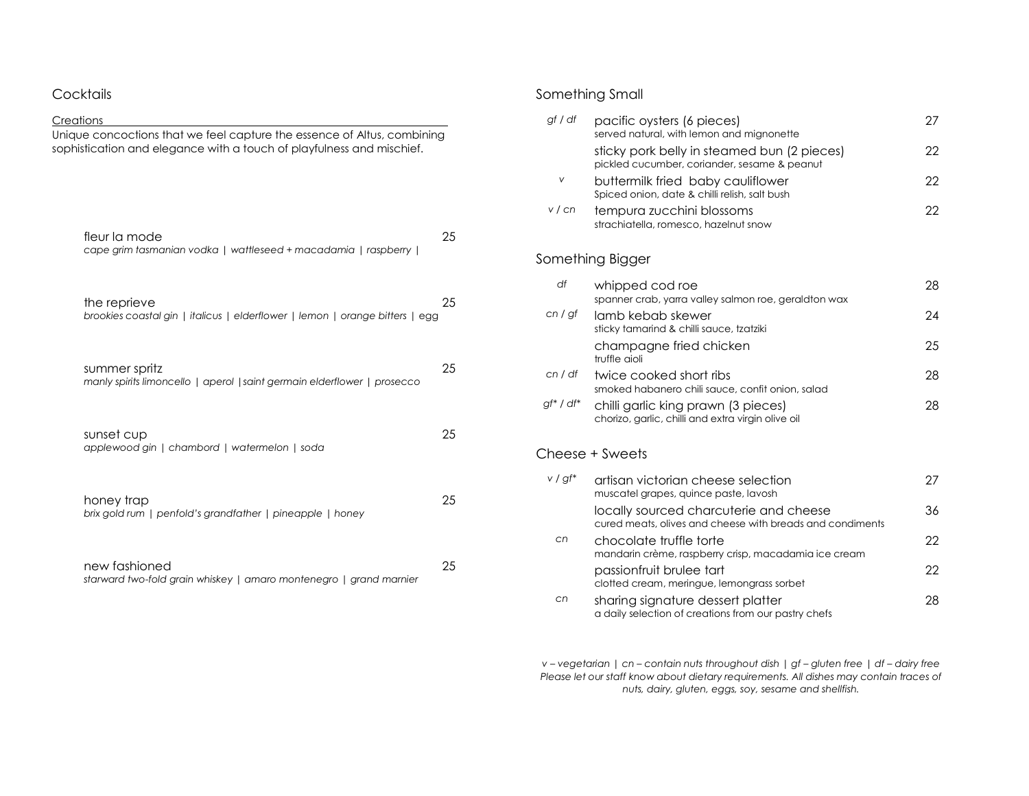# Cocktails

## Creations

Unique concoctions that we feel capture the essence of Altus, combining sophistication and elegance with a touch of playfulness and mischief.

**fleur la mode** — 25
*cape grim tasmanian vodka | wattleseed + macadamia | raspberry |*

**the reprieve** — 25
*brookies coastal gin | italicus | elderflower | lemon | orange bitters | egg*

**summer spritz** — 25
*manly spirits limoncello | aperol |saint germain elderflower | prosecco*

**sunset cup** — 25
*applewood gin | chambord | watermelon | soda*

**honey trap** — 25
*brix gold rum | penfold's grandfather | pineapple | honey*

**new fashioned** — 25
*starward two-fold grain whiskey | amaro montenegro | grand marnier*

# Something Small

| | | |
|---|---|---|
| *gf / df* | pacific oysters (6 pieces)<br>served natural, with lemon and mignonette | 27 |
| | sticky pork belly in steamed bun (2 pieces)<br>pickled cucumber, coriander, sesame & peanut | 22 |
| *v* | buttermilk fried baby cauliflower<br>Spiced onion, date & chilli relish, salt bush | 22 |
| *v / cn* | tempura zucchini blossoms<br>strachiatella, romesco, hazelnut snow | 22 |

# Something Bigger

| | | |
|---|---|---|
| *df* | whipped cod roe<br>spanner crab, yarra valley salmon roe, geraldton wax | 28 |
| *cn / gf* | lamb kebab skewer<br>sticky tamarind & chilli sauce, tzatziki | 24 |
| | champagne fried chicken<br>truffle aioli | 25 |
| *cn / df* | twice cooked short ribs<br>smoked habanero chili sauce, confit onion, salad | 28 |
| *gf* / df** | chilli garlic king prawn (3 pieces)<br>chorizo, garlic, chilli and extra virgin olive oil | 28 |

# Cheese + Sweets

| | | |
|---|---|---|
| *v / gf** | artisan victorian cheese selection<br>muscatel grapes, quince paste, lavosh | 27 |
| | locally sourced charcuterie and cheese<br>cured meats, olives and cheese with breads and condiments | 36 |
| *cn* | chocolate truffle torte<br>mandarin crème, raspberry crisp, macadamia ice cream | 22 |
| | passionfruit brulee tart<br>clotted cream, meringue, lemongrass sorbet | 22 |
| *cn* | sharing signature dessert platter<br>a daily selection of creations from our pastry chefs | 28 |

*v – vegetarian | cn – contain nuts throughout dish | gf – gluten free | df – dairy free*
*Please let our staff know about dietary requirements. All dishes may contain traces of nuts, dairy, gluten, eggs, soy, sesame and shellfish.*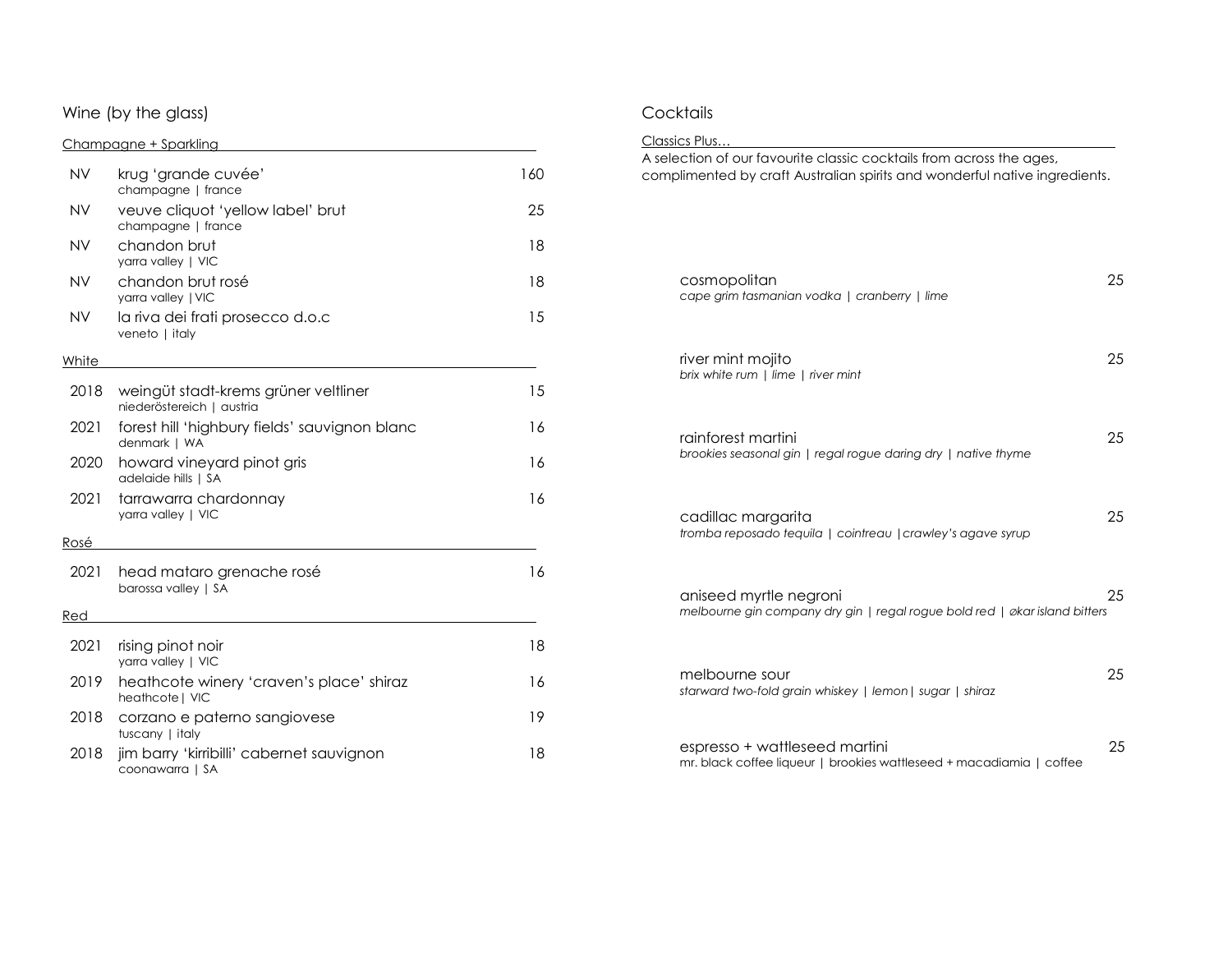# Wine (by the glass)

## Champagne + Sparkling

| Year | Wine | Price |
|---|---|---|
| NV | krug 'grande cuvée'<br>champagne \| france | 160 |
| NV | veuve cliquot 'yellow label' brut<br>champagne \| france | 25 |
| NV | chandon brut<br>yarra valley \| VIC | 18 |
| NV | chandon brut rosé<br>yarra valley \| VIC | 18 |
| NV | la riva dei frati prosecco d.o.c<br>veneto \| italy | 15 |

## White

| Year | Wine | Price |
|---|---|---|
| 2018 | weingüt stadt-krems grüner veltliner<br>niederöstereich \| austria | 15 |
| 2021 | forest hill 'highbury fields' sauvignon blanc<br>denmark \| WA | 16 |
| 2020 | howard vineyard pinot gris<br>adelaide hills \| SA | 16 |
| 2021 | tarrawarra chardonnay<br>yarra valley \| VIC | 16 |

## Rosé

| Year | Wine | Price |
|---|---|---|
| 2021 | head mataro grenache rosé<br>barossa valley \| SA | 16 |

## Red

| Year | Wine | Price |
|---|---|---|
| 2021 | rising pinot noir<br>yarra valley \| VIC | 18 |
| 2019 | heathcote winery 'craven's place' shiraz<br>heathcote \| VIC | 16 |
| 2018 | corzano e paterno sangiovese<br>tuscany \| italy | 19 |
| 2018 | jim barry 'kirribilli' cabernet sauvignon<br>coonawarra \| SA | 18 |

# Cocktails

## Classics Plus…

A selection of our favourite classic cocktails from across the ages, complimented by craft Australian spirits and wonderful native ingredients.

| Cocktail | Price |
|---|---|
| cosmopolitan<br>*cape grim tasmanian vodka \| cranberry \| lime* | 25 |
| river mint mojito<br>*brix white rum \| lime \| river mint* | 25 |
| rainforest martini<br>*brookies seasonal gin \| regal rogue daring dry \| native thyme* | 25 |
| cadillac margarita<br>*tromba reposado tequila \| cointreau \| crawley's agave syrup* | 25 |
| aniseed myrtle negroni<br>*melbourne gin company dry gin \| regal rogue bold red \| økar island bitters* | 25 |
| melbourne sour<br>*starward two-fold grain whiskey \| lemon \| sugar \| shiraz* | 25 |
| espresso + wattleseed martini<br>mr. black coffee liqueur \| brookies wattleseed + macadiamia \| coffee | 25 |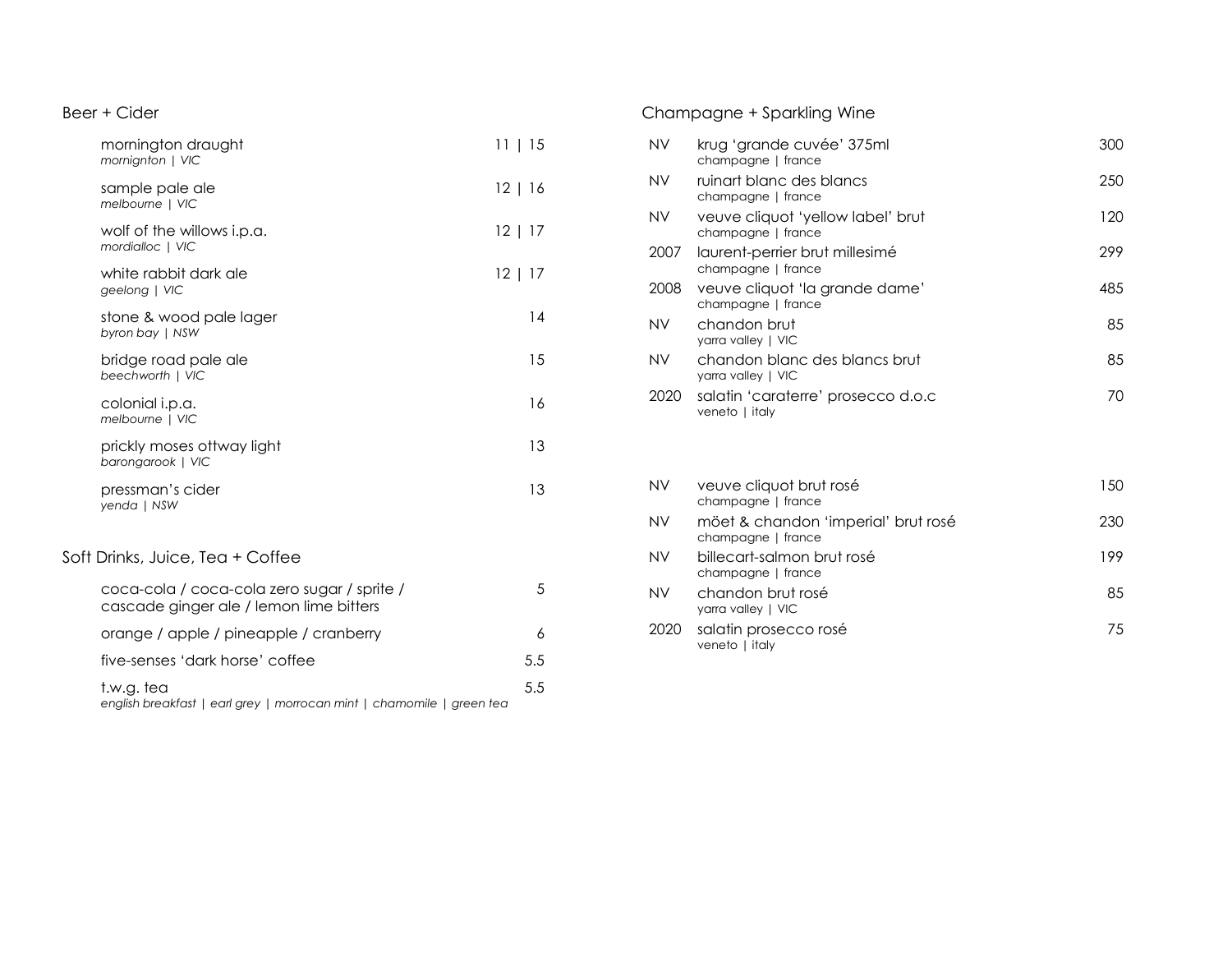## Beer + Cider

| | |
|---|---|
| mornington draught<br>*mornignton \| VIC* | 11 \| 15 |
| sample pale ale<br>*melbourne \| VIC* | 12 \| 16 |
| wolf of the willows i.p.a.<br>*mordialloc \| VIC* | 12 \| 17 |
| white rabbit dark ale<br>*geelong \| VIC* | 12 \| 17 |
| stone & wood pale lager<br>*byron bay \| NSW* | 14 |
| bridge road pale ale<br>*beechworth \| VIC* | 15 |
| colonial i.p.a.<br>*melbourne \| VIC* | 16 |
| prickly moses ottway light<br>*barongarook \| VIC* | 13 |
| pressman's cider<br>*yenda \| NSW* | 13 |

## Soft Drinks, Juice, Tea + Coffee

| | |
|---|---|
| coca-cola / coca-cola zero sugar / sprite / cascade ginger ale / lemon lime bitters | 5 |
| orange / apple / pineapple / cranberry | 6 |
| five-senses 'dark horse' coffee | 5.5 |
| t.w.g. tea<br>*english breakfast \| earl grey \| morrocan mint \| chamomile \| green tea* | 5.5 |

## Champagne + Sparkling Wine

| | | |
|---|---|---|
| NV | krug 'grande cuvée' 375ml<br>champagne \| france | 300 |
| NV | ruinart blanc des blancs<br>champagne \| france | 250 |
| NV | veuve cliquot 'yellow label' brut<br>champagne \| france | 120 |
| 2007 | laurent-perrier brut millesimé<br>champagne \| france | 299 |
| 2008 | veuve cliquot 'la grande dame'<br>champagne \| france | 485 |
| NV | chandon brut<br>yarra valley \| VIC | 85 |
| NV | chandon blanc des blancs brut<br>yarra valley \| VIC | 85 |
| 2020 | salatin 'caraterre' prosecco d.o.c<br>veneto \| italy | 70 |

| | | |
|---|---|---|
| NV | veuve cliquot brut rosé<br>champagne \| france | 150 |
| NV | möet & chandon 'imperial' brut rosé<br>champagne \| france | 230 |
| NV | billecart-salmon brut rosé<br>champagne \| france | 199 |
| NV | chandon brut rosé<br>yarra valley \| VIC | 85 |
| 2020 | salatin prosecco rosé<br>veneto \| italy | 75 |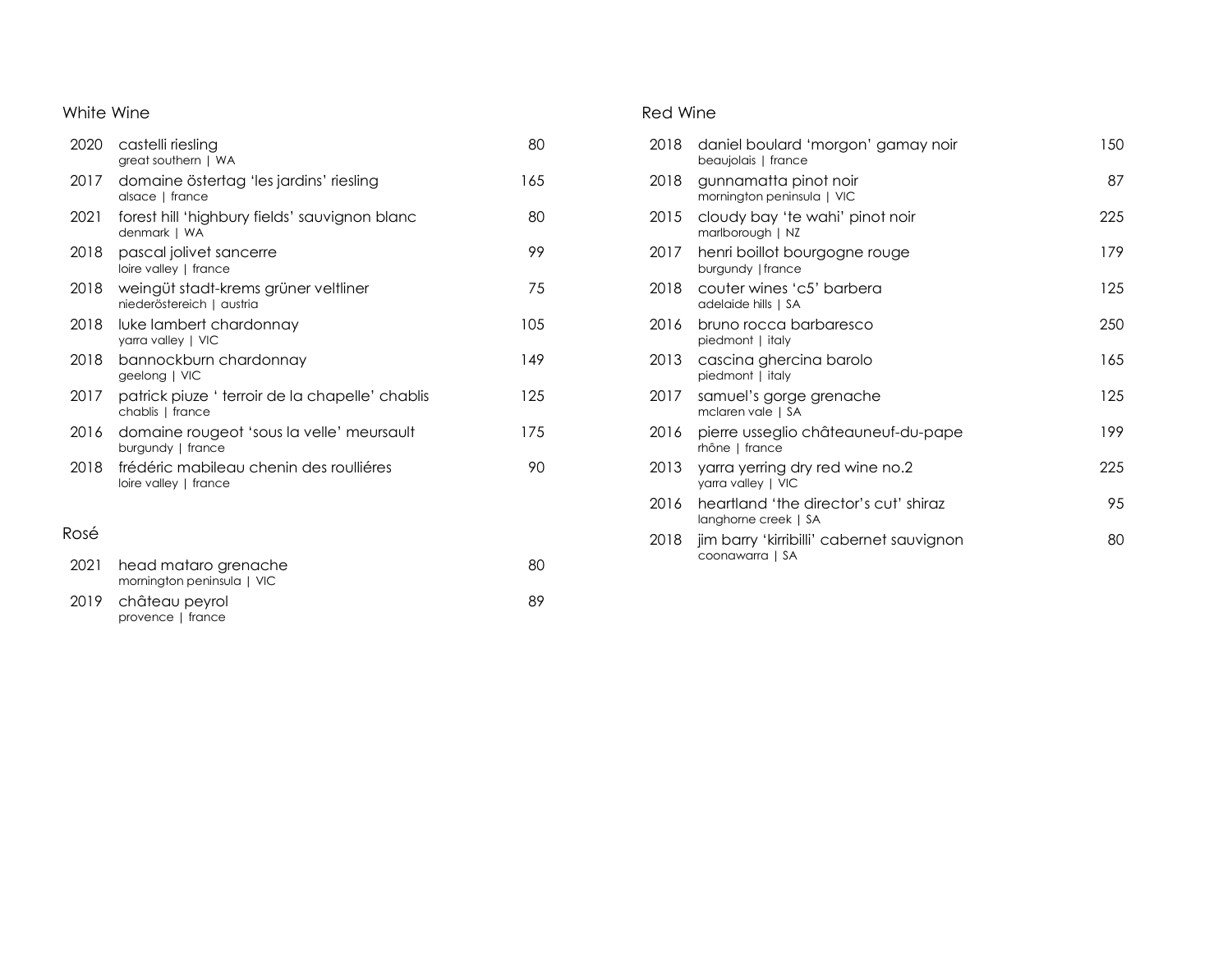## White Wine

| | | |
|---|---|---|
| 2020 | castelli riesling<br>great southern \| WA | 80 |
| 2017 | domaine östertag 'les jardins' riesling<br>alsace \| france | 165 |
| 2021 | forest hill 'highbury fields' sauvignon blanc<br>denmark \| WA | 80 |
| 2018 | pascal jolivet sancerre<br>loire valley \| france | 99 |
| 2018 | weingüt stadt-krems grüner veltliner<br>niederöstereich \| austria | 75 |
| 2018 | luke lambert chardonnay<br>yarra valley \| VIC | 105 |
| 2018 | bannockburn chardonnay<br>geelong \| VIC | 149 |
| 2017 | patrick piuze ' terroir de la chapelle' chablis<br>chablis \| france | 125 |
| 2016 | domaine rougeot 'sous la velle' meursault<br>burgundy \| france | 175 |
| 2018 | frédéric mabileau chenin des roulliéres<br>loire valley \| france | 90 |

## Rosé

| | | |
|---|---|---|
| 2021 | head mataro grenache<br>mornington peninsula \| VIC | 80 |
| 2019 | château peyrol<br>provence \| france | 89 |

## Red Wine

| | | |
|---|---|---|
| 2018 | daniel boulard 'morgon' gamay noir<br>beaujolais \| france | 150 |
| 2018 | gunnamatta pinot noir<br>mornington peninsula \| VIC | 87 |
| 2015 | cloudy bay 'te wahi' pinot noir<br>marlborough \| NZ | 225 |
| 2017 | henri boillot bourgogne rouge<br>burgundy \|france | 179 |
| 2018 | couter wines 'c5' barbera<br>adelaide hills \| SA | 125 |
| 2016 | bruno rocca barbaresco<br>piedmont \| italy | 250 |
| 2013 | cascina ghercina barolo<br>piedmont \| italy | 165 |
| 2017 | samuel's gorge grenache<br>mclaren vale \| SA | 125 |
| 2016 | pierre usseglio châteauneuf-du-pape<br>rhône \| france | 199 |
| 2013 | yarra yerring dry red wine no.2<br>yarra valley \| VIC | 225 |
| 2016 | heartland 'the director's cut' shiraz<br>langhorne creek \| SA | 95 |
| 2018 | jim barry 'kirribilli' cabernet sauvignon<br>coonawarra \| SA | 80 |